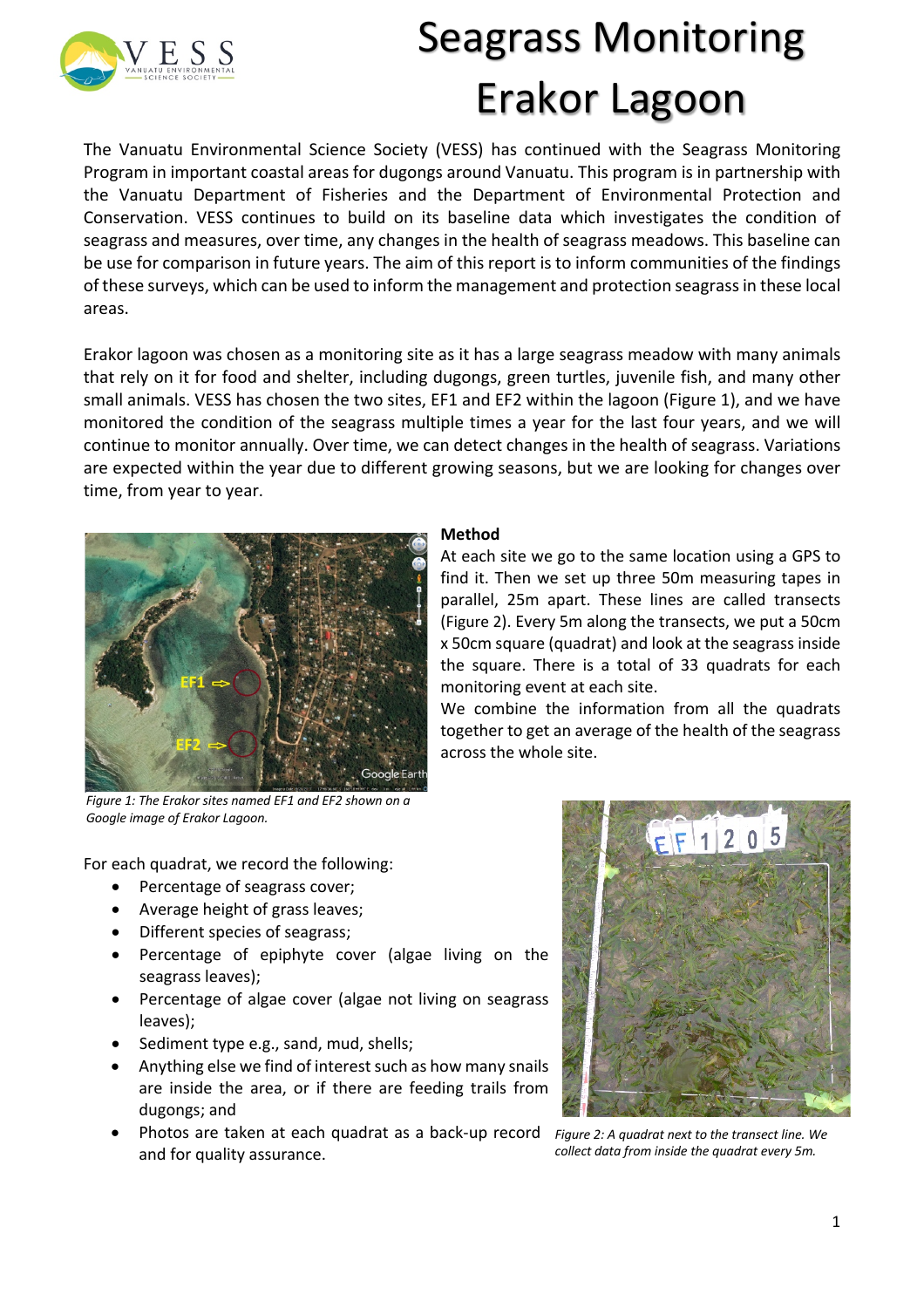# Seagrass Monitoring Erakor Lagoon

The Vanuatu Environmental Science Society (VESS) has continued with the Seagrass Monitoring Program in important coastal areas for dugongs around Vanuatu. This program is in partnership with the Vanuatu Department of Fisheries and the Department of Environmental Protection and Conservation. VESS continues to build on its baseline data which investigates the condition of seagrass and measures, over time, any changes in the health of seagrass meadows. This baseline can be use for comparison in future years. The aim of this report is to inform communities of the findings of these surveys, which can be used to inform the management and protection seagrass in these local areas.

Erakor lagoon was chosen as a monitoring site as it has a large seagrass meadow with many animals that rely on it for food and shelter, including dugongs, green turtles, juvenile fish, and many other small animals. VESS has chosen the two sites, EF1 and EF2 within the lagoon (Figure 1), and we have monitored the condition of the seagrass multiple times a year for the last four years, and we will continue to monitor annually. Over time, we can detect changes in the health of seagrass. Variations are expected within the year due to different growing seasons, but we are looking for changes over time, from year to year.

*Figure 1: The Erakor sites named EF1 and EF2 shown on a Google image of Erakor Lagoon.*

**Method**

At each site we go to the same location using a GPS to find it. Then we set up three 50m measuring tapes in parallel, 25m apart. These lines are called transects (Figure 2). Every 5m along the transects, we put a 50cm x 50cm square (quadrat) and look at the seagrass inside the square. There is a total of 33 quadrats for each monitoring event at each site.

We combine the information from all the quadrats together to get an average of the health of the seagrass across the whole site.

For each quadrat, we record the following:

- Percentage of seagrass cover;
- Average height of grass leaves;
- Different species of seagrass;
- Percentage of epiphyte cover (algae living on the seagrass leaves);
- Percentage of algae cover (algae not living on seagrass leaves);
- Sediment type e.g., sand, mud, shells;
- Anything else we find of interest such as how many snails are inside the area, or if there are feeding trails from dugongs; and
- Photos are taken at each quadrat as a back-up record and for quality assurance.

*Figure 2: A quadrat next to the transect line. We collect data from inside the quadrat every 5m.*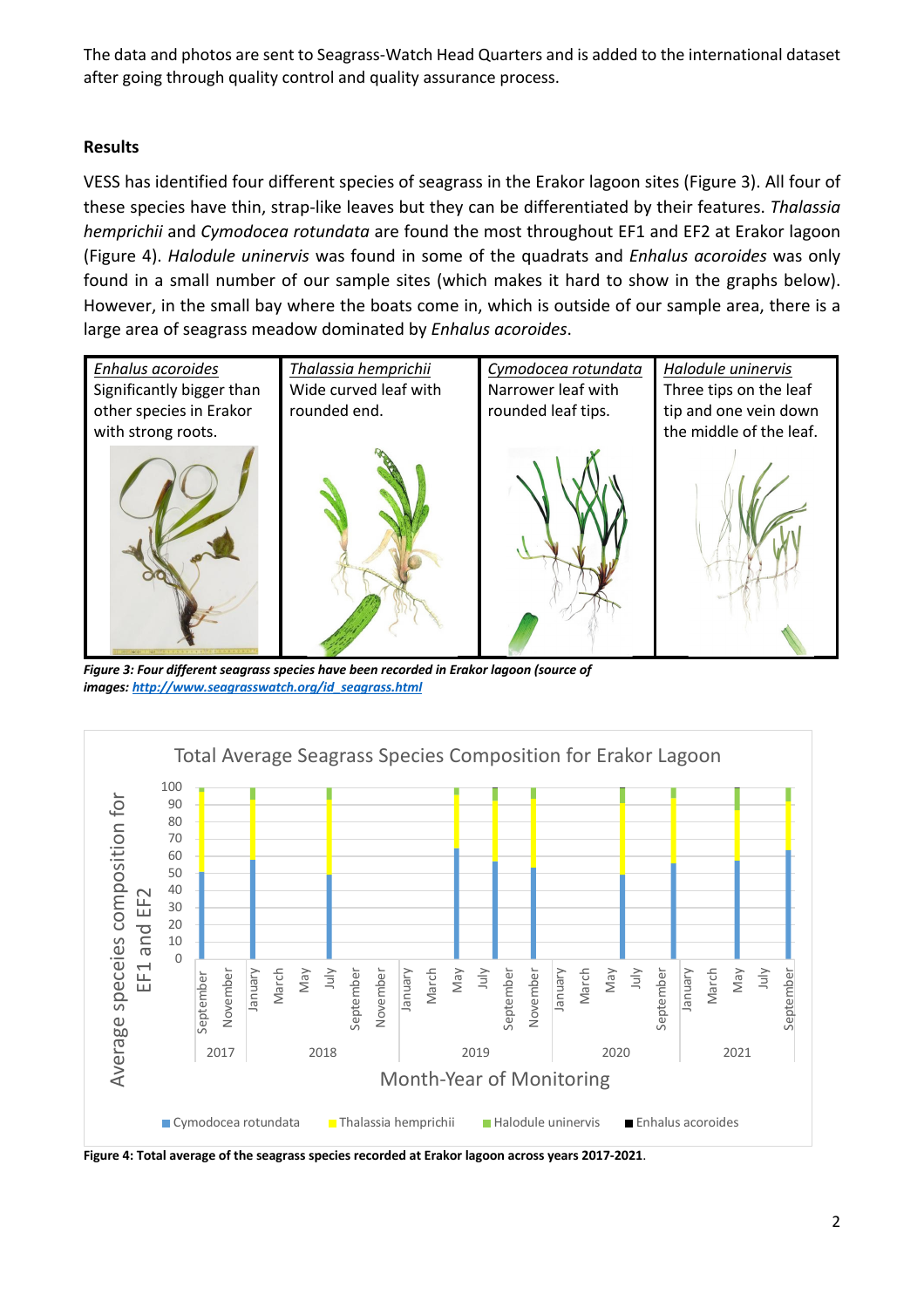The data and photos are sent to Seagrass-Watch Head Quarters and is added to the international dataset after going through quality control and quality assurance process.

**Results**

VESS has identified four different species of seagrass in the Erakor lagoon sites (Figure 3). All four of these species have thin, strap-like leaves but they can be differentiated by their features. *Thalassia hemprichii* and *Cymodocea rotundata* are found the most throughout EF1 and EF2 at Erakor lagoon (Figure 4). *Halodule uninervis* was found in some of the quadrats and *Enhalus acoroides* was only found in a small number of our sample sites (which makes it hard to show in the graphs below). However, in the small bay where the boats come in, which is outside of our sample area, there is a large area of seagrass meadow dominated by *Enhalus acoroides*.

| *Enhalus acoroides* | *Thalassia hemprichii* | *Cymodocea rotundata* | *Halodule uninervis* |
|---|---|---|---|
| Significantly bigger than other species in Erakor with strong roots. | Wide curved leaf with rounded end. | Narrower leaf with rounded leaf tips. | Three tips on the leaf tip and one vein down the middle of the leaf. |

***Figure 3: Four different seagrass species have been recorded in Erakor lagoon (source of images: http://www.seagrasswatch.org/id_seagrass.html***

**Figure 4: Total average of the seagrass species recorded at Erakor lagoon across years 2017-2021**.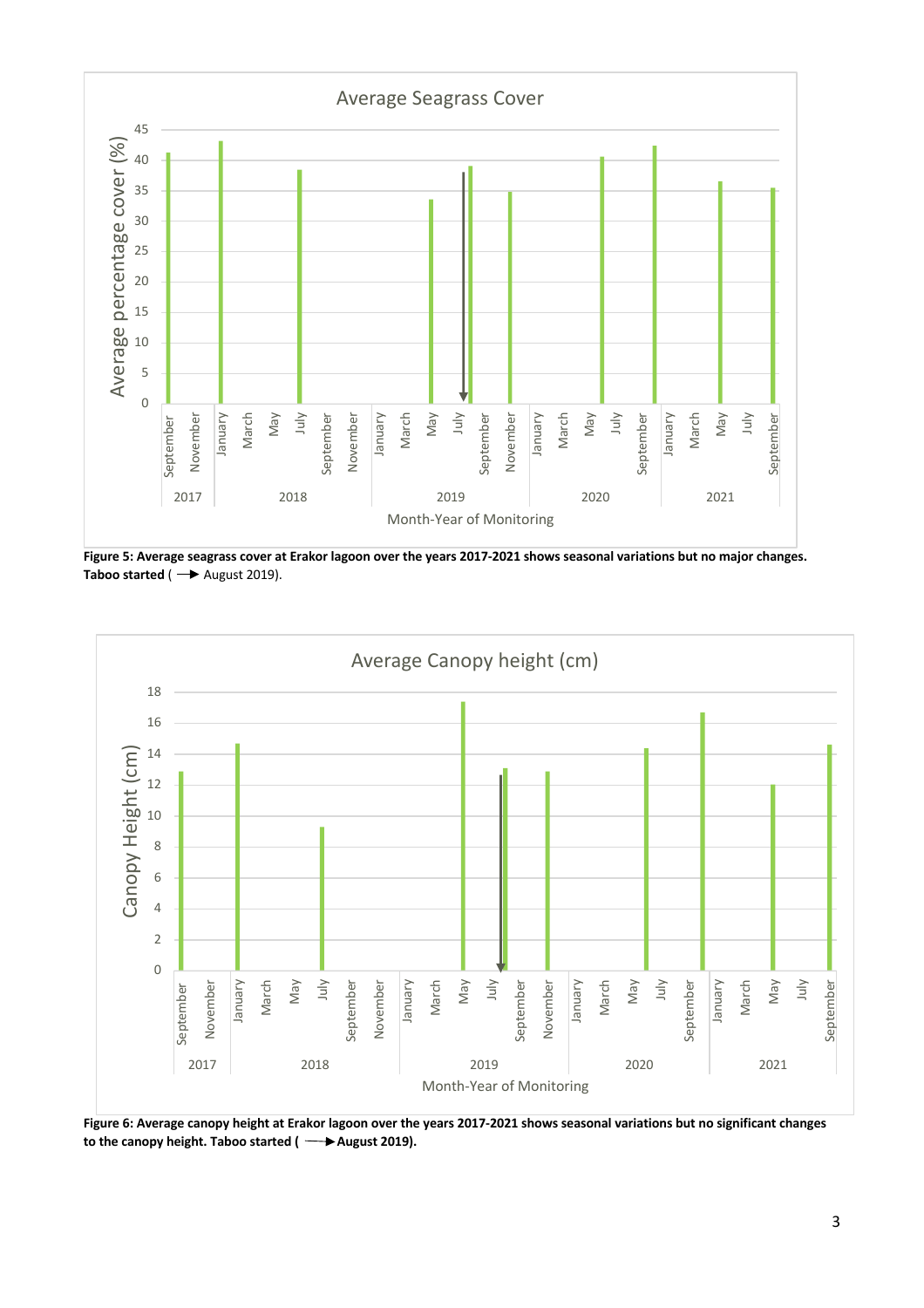**Figure 5: Average seagrass cover at Erakor lagoon over the years 2017-2021 shows seasonal variations but no major changes.** **Taboo started** ( ⟶ August 2019).

**Figure 6: Average canopy height at Erakor lagoon over the years 2017-2021 shows seasonal variations but no significant changes to the canopy height. Taboo started ( ⟶ August 2019).**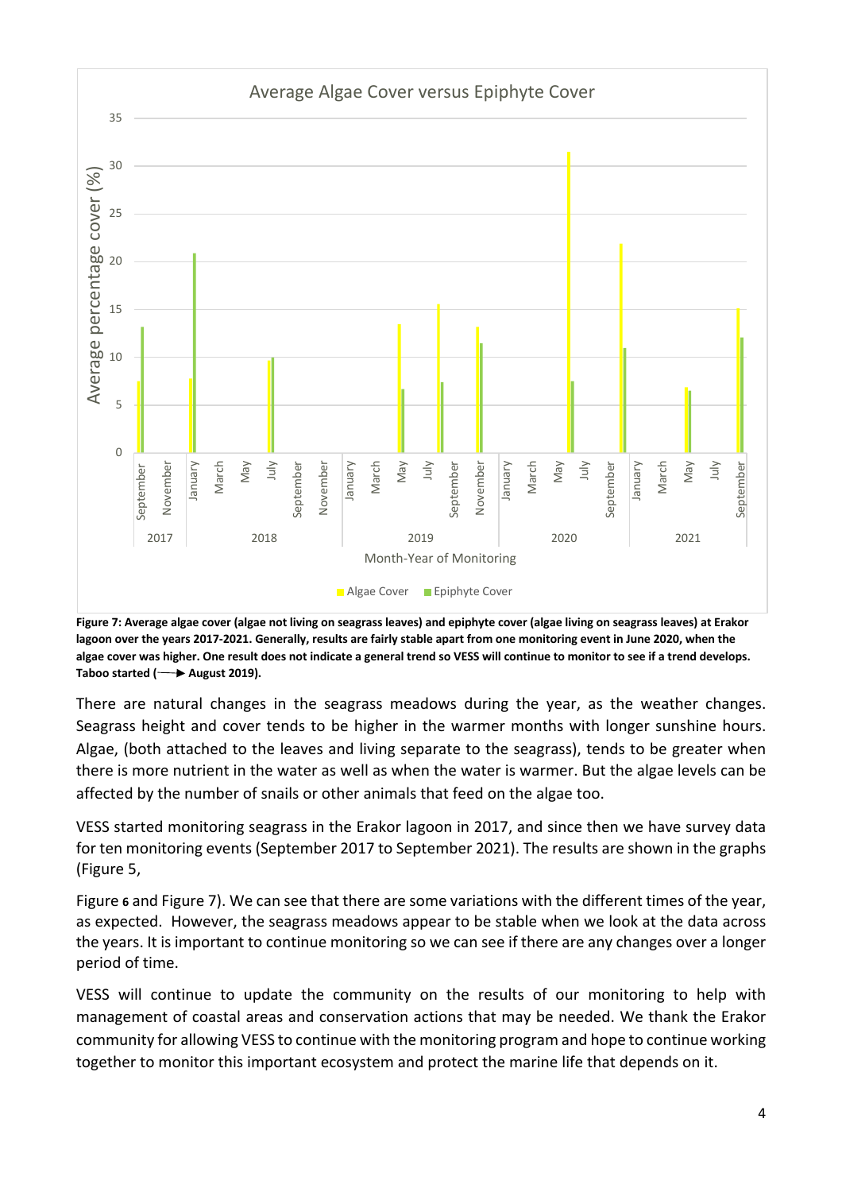Average Algae Cover versus Epiphyte Cover

Average percentage cover (%)

35
30
25
20
15
10
5
0

September November January March May July September November January March May July September November January March May July September January March May July September

2017 2018 2019 2020 2021

Month-Year of Monitoring

Algae Cover  Epiphyte Cover

**Figure 7: Average algae cover (algae not living on seagrass leaves) and epiphyte cover (algae living on seagrass leaves) at Erakor lagoon over the years 2017-2021. Generally, results are fairly stable apart from one monitoring event in June 2020, when the algae cover was higher. One result does not indicate a general trend so VESS will continue to monitor to see if a trend develops. Taboo started (⟶ August 2019).**

There are natural changes in the seagrass meadows during the year, as the weather changes. Seagrass height and cover tends to be higher in the warmer months with longer sunshine hours. Algae, (both attached to the leaves and living separate to the seagrass), tends to be greater when there is more nutrient in the water as well as when the water is warmer. But the algae levels can be affected by the number of snails or other animals that feed on the algae too.

VESS started monitoring seagrass in the Erakor lagoon in 2017, and since then we have survey data for ten monitoring events (September 2017 to September 2021). The results are shown in the graphs (Figure 5,

Figure 6 and Figure 7). We can see that there are some variations with the different times of the year, as expected. However, the seagrass meadows appear to be stable when we look at the data across the years. It is important to continue monitoring so we can see if there are any changes over a longer period of time.

VESS will continue to update the community on the results of our monitoring to help with management of coastal areas and conservation actions that may be needed. We thank the Erakor community for allowing VESS to continue with the monitoring program and hope to continue working together to monitor this important ecosystem and protect the marine life that depends on it.